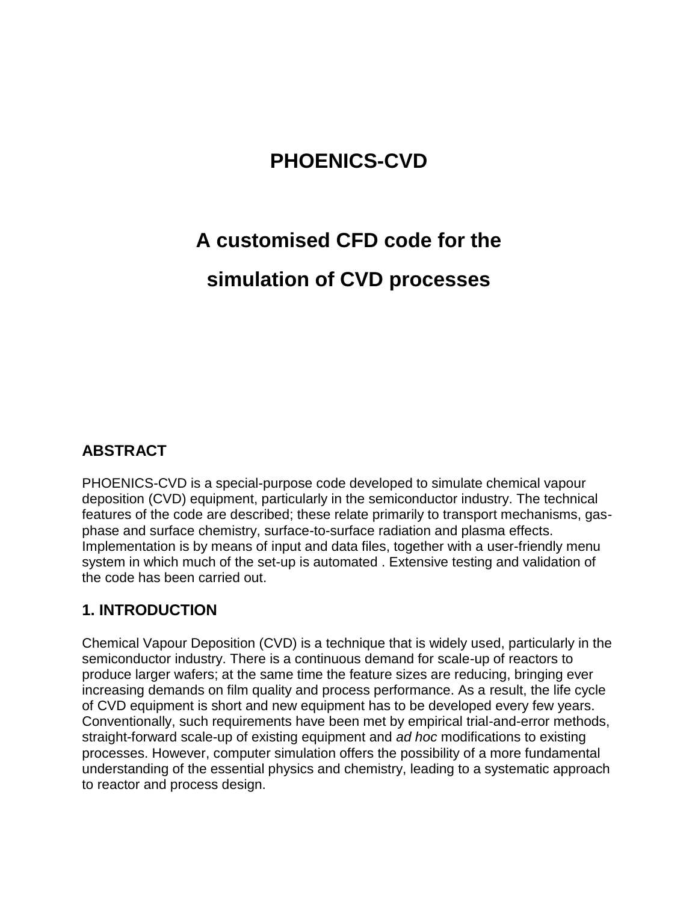# PHOENICS-CVD

# A customised CFD code for the simulation of CVD processes

## ABSTRACT

PHOENICS-CVD is a special-purpose code developed to simulate chemical vapour deposition (CVD) equipment, particularly in the semiconductor industry. The technical features of the code are described; these relate primarily to transport mechanisms, gas-phase and surface chemistry, surface-to-surface radiation and plasma effects. Implementation is by means of input and data files, together with a user-friendly menu system in which much of the set-up is automated . Extensive testing and validation of the code has been carried out.

## 1. INTRODUCTION

Chemical Vapour Deposition (CVD) is a technique that is widely used, particularly in the semiconductor industry. There is a continuous demand for scale-up of reactors to produce larger wafers; at the same time the feature sizes are reducing, bringing ever increasing demands on film quality and process performance. As a result, the life cycle of CVD equipment is short and new equipment has to be developed every few years. Conventionally, such requirements have been met by empirical trial-and-error methods, straight-forward scale-up of existing equipment and *ad hoc* modifications to existing processes. However, computer simulation offers the possibility of a more fundamental understanding of the essential physics and chemistry, leading to a systematic approach to reactor and process design.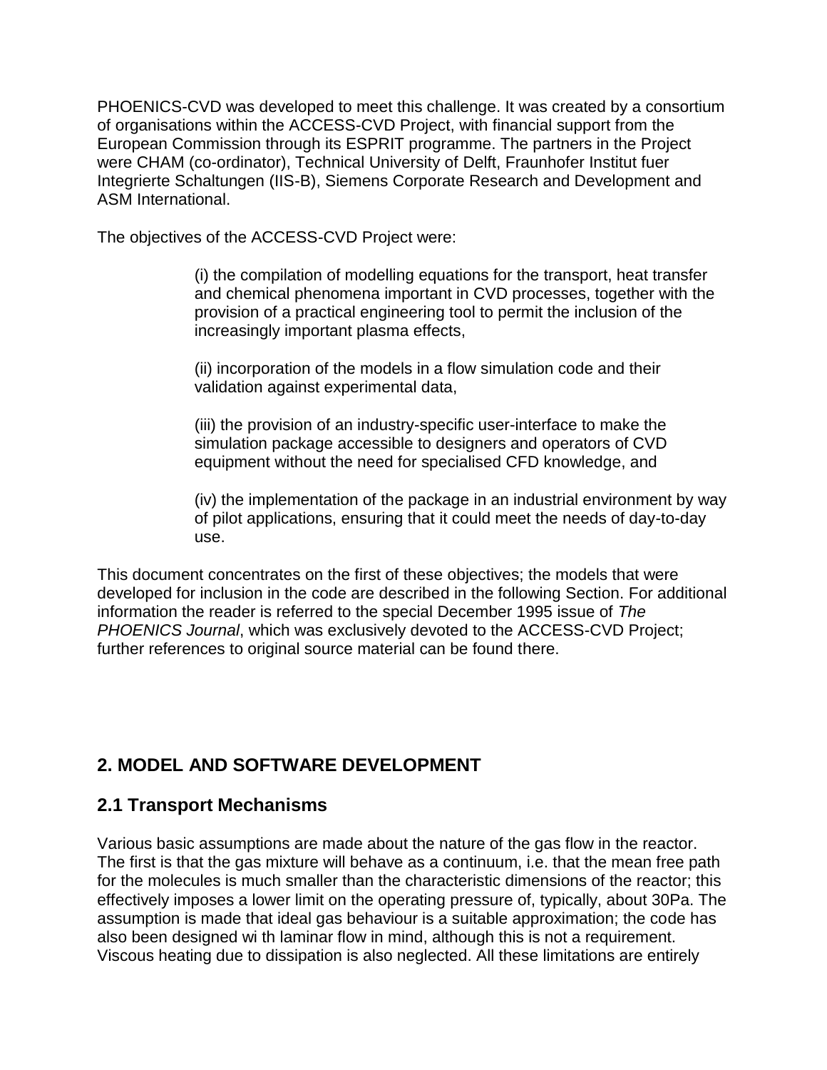PHOENICS-CVD was developed to meet this challenge. It was created by a consortium of organisations within the ACCESS-CVD Project, with financial support from the European Commission through its ESPRIT programme. The partners in the Project were CHAM (co-ordinator), Technical University of Delft, Fraunhofer Institut fuer Integrierte Schaltungen (IIS-B), Siemens Corporate Research and Development and ASM International.

The objectives of the ACCESS-CVD Project were:

> (i) the compilation of modelling equations for the transport, heat transfer and chemical phenomena important in CVD processes, together with the provision of a practical engineering tool to permit the inclusion of the increasingly important plasma effects,
>
> (ii) incorporation of the models in a flow simulation code and their validation against experimental data,
>
> (iii) the provision of an industry-specific user-interface to make the simulation package accessible to designers and operators of CVD equipment without the need for specialised CFD knowledge, and
>
> (iv) the implementation of the package in an industrial environment by way of pilot applications, ensuring that it could meet the needs of day-to-day use.

This document concentrates on the first of these objectives; the models that were developed for inclusion in the code are described in the following Section. For additional information the reader is referred to the special December 1995 issue of *The PHOENICS Journal*, which was exclusively devoted to the ACCESS-CVD Project; further references to original source material can be found there.

## 2. MODEL AND SOFTWARE DEVELOPMENT

### 2.1 Transport Mechanisms

Various basic assumptions are made about the nature of the gas flow in the reactor. The first is that the gas mixture will behave as a continuum, i.e. that the mean free path for the molecules is much smaller than the characteristic dimensions of the reactor; this effectively imposes a lower limit on the operating pressure of, typically, about 30Pa. The assumption is made that ideal gas behaviour is a suitable approximation; the code has also been designed wi th laminar flow in mind, although this is not a requirement. Viscous heating due to dissipation is also neglected. All these limitations are entirely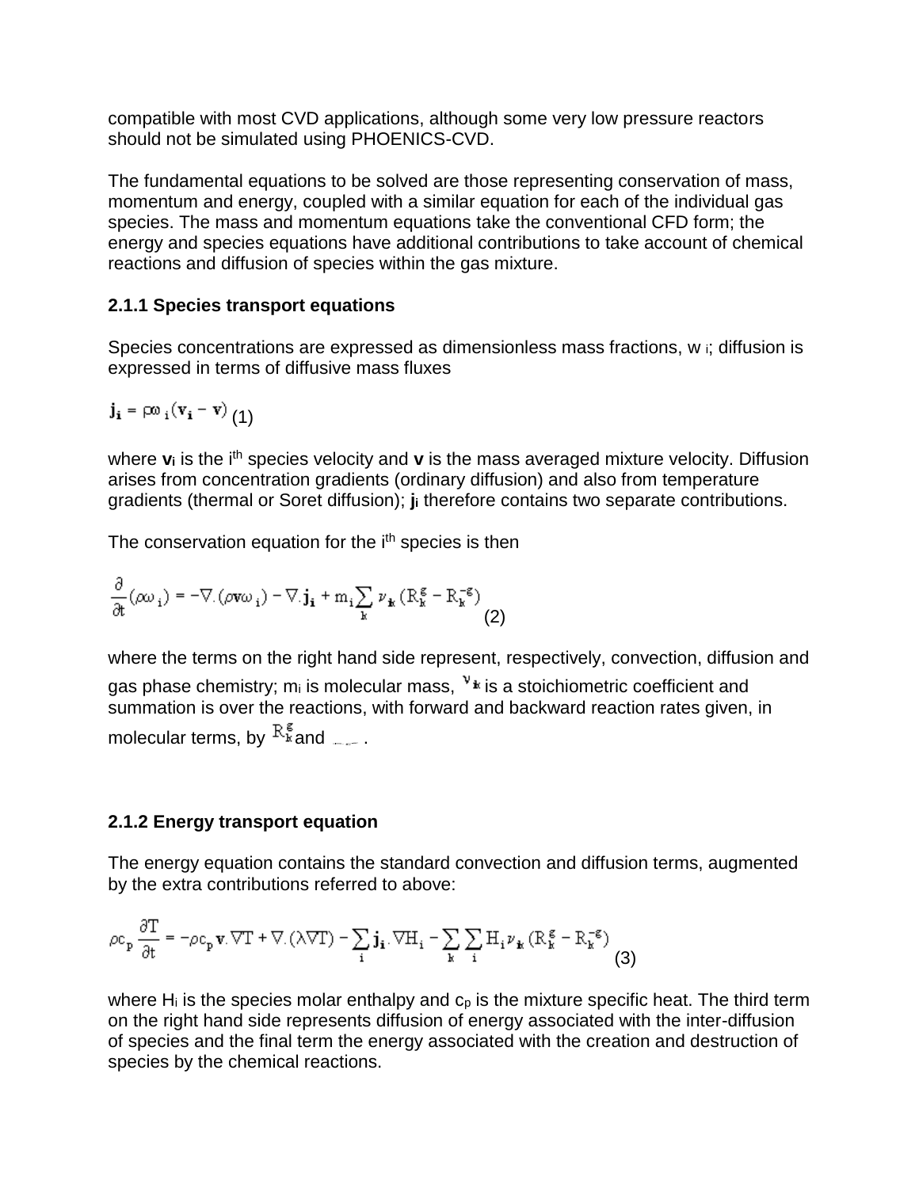compatible with most CVD applications, although some very low pressure reactors should not be simulated using PHOENICS-CVD.

The fundamental equations to be solved are those representing conservation of mass, momentum and energy, coupled with a similar equation for each of the individual gas species. The mass and momentum equations take the conventional CFD form; the energy and species equations have additional contributions to take account of chemical reactions and diffusion of species within the gas mixture.

### 2.1.1 Species transport equations

Species concentrations are expressed as dimensionless mass fractions, $\omega_i$; diffusion is expressed in terms of diffusive mass fluxes

$$\mathbf{j_i} = \rho\omega_i(\mathbf{v_i} - \mathbf{v}) \quad (1)$$

where $\mathbf{v_i}$ is the i[th] species velocity and $\mathbf{v}$ is the mass averaged mixture velocity. Diffusion arises from concentration gradients (ordinary diffusion) and also from temperature gradients (thermal or Soret diffusion); $\mathbf{j_i}$ therefore contains two separate contributions.

The conservation equation for the i[th] species is then

$$\frac{\partial}{\partial t}(\rho\omega_i) = -\nabla.(\rho\mathbf{v}\omega_i) - \nabla.\mathbf{j_i} + m_i\sum_k \nu_{ik}(R_k^g - R_k^{-g}) \quad (2)$$

where the terms on the right hand side represent, respectively, convection, diffusion and gas phase chemistry; $m_i$ is molecular mass, $\nu_{ik}$ is a stoichiometric coefficient and summation is over the reactions, with forward and backward reaction rates given, in molecular terms, by $R_k^g$ and $R_k^{-g}$.

### 2.1.2 Energy transport equation

The energy equation contains the standard convection and diffusion terms, augmented by the extra contributions referred to above:

$$\rho c_p \frac{\partial T}{\partial t} = -\rho c_p \mathbf{v}.\nabla T + \nabla.(\lambda\nabla T) - \sum_i \mathbf{j_i}.\nabla H_i - \sum_k\sum_i H_i\nu_{ik}(R_k^g - R_k^{-g}) \quad (3)$$

where $H_i$ is the species molar enthalpy and $c_p$ is the mixture specific heat. The third term on the right hand side represents diffusion of energy associated with the inter-diffusion of species and the final term the energy associated with the creation and destruction of species by the chemical reactions.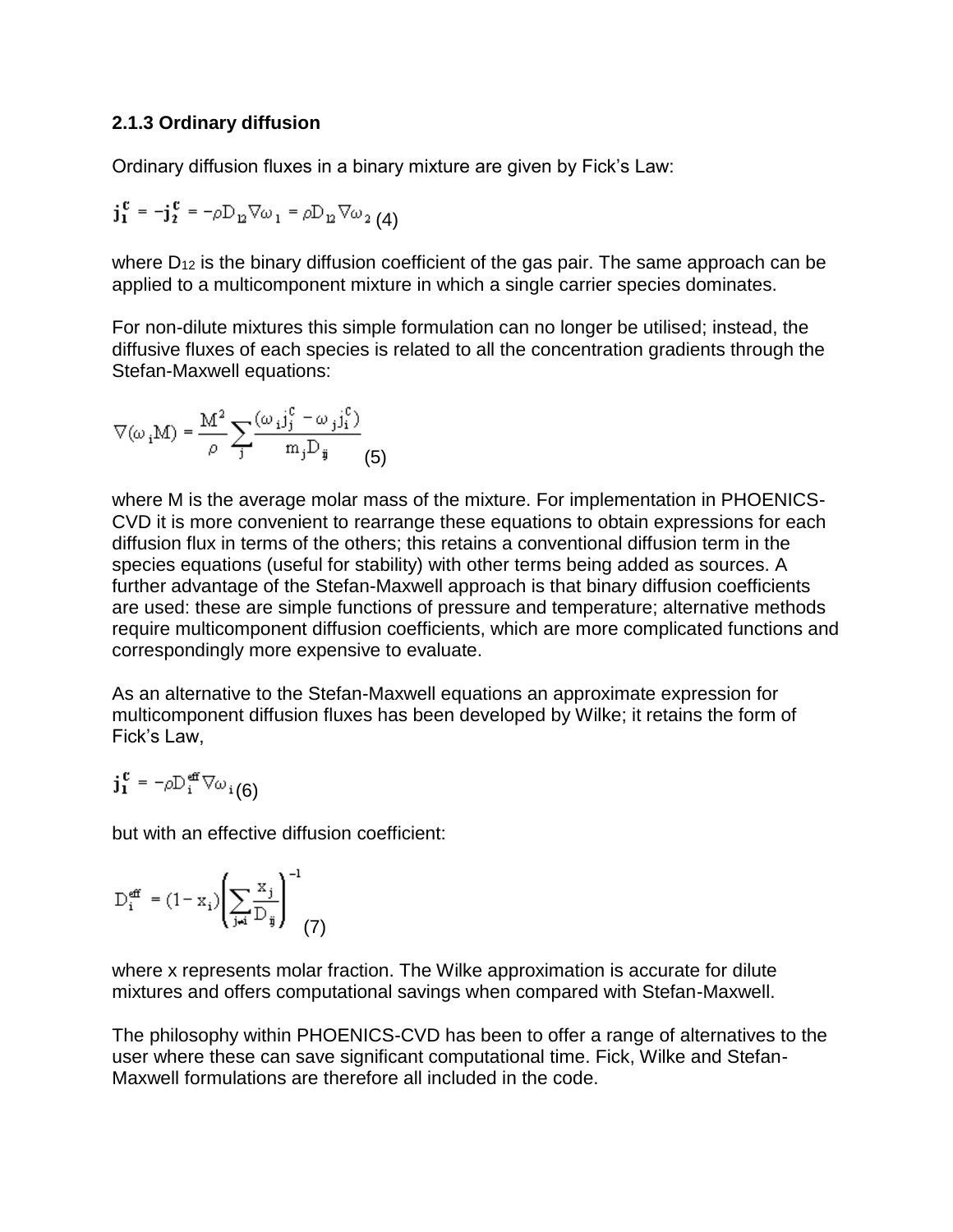### 2.1.3 Ordinary diffusion

Ordinary diffusion fluxes in a binary mixture are given by Fick's Law:

$$\mathbf{j}_1^c = -\mathbf{j}_2^c = -\rho D_{12} \nabla \omega_1 = \rho D_{12} \nabla \omega_2 \quad (4)$$

where $D_{12}$ is the binary diffusion coefficient of the gas pair. The same approach can be applied to a multicomponent mixture in which a single carrier species dominates.

For non-dilute mixtures this simple formulation can no longer be utilised; instead, the diffusive fluxes of each species is related to all the concentration gradients through the Stefan-Maxwell equations:

$$\nabla(\omega_i M) = \frac{M^2}{\rho} \sum_j \frac{(\omega_i j_j^c - \omega_j j_i^c)}{m_j D_{ij}} \quad (5)$$

where M is the average molar mass of the mixture. For implementation in PHOENICS-CVD it is more convenient to rearrange these equations to obtain expressions for each diffusion flux in terms of the others; this retains a conventional diffusion term in the species equations (useful for stability) with other terms being added as sources. A further advantage of the Stefan-Maxwell approach is that binary diffusion coefficients are used: these are simple functions of pressure and temperature; alternative methods require multicomponent diffusion coefficients, which are more complicated functions and correspondingly more expensive to evaluate.

As an alternative to the Stefan-Maxwell equations an approximate expression for multicomponent diffusion fluxes has been developed by Wilke; it retains the form of Fick's Law,

$$\mathbf{j}_i^c = -\rho D_i^{eff} \nabla \omega_i \quad (6)$$

but with an effective diffusion coefficient:

$$D_i^{eff} = (1 - x_i) \left( \sum_{j \neq i} \frac{x_j}{D_{ij}} \right)^{-1} \quad (7)$$

where x represents molar fraction. The Wilke approximation is accurate for dilute mixtures and offers computational savings when compared with Stefan-Maxwell.

The philosophy within PHOENICS-CVD has been to offer a range of alternatives to the user where these can save significant computational time. Fick, Wilke and Stefan-Maxwell formulations are therefore all included in the code.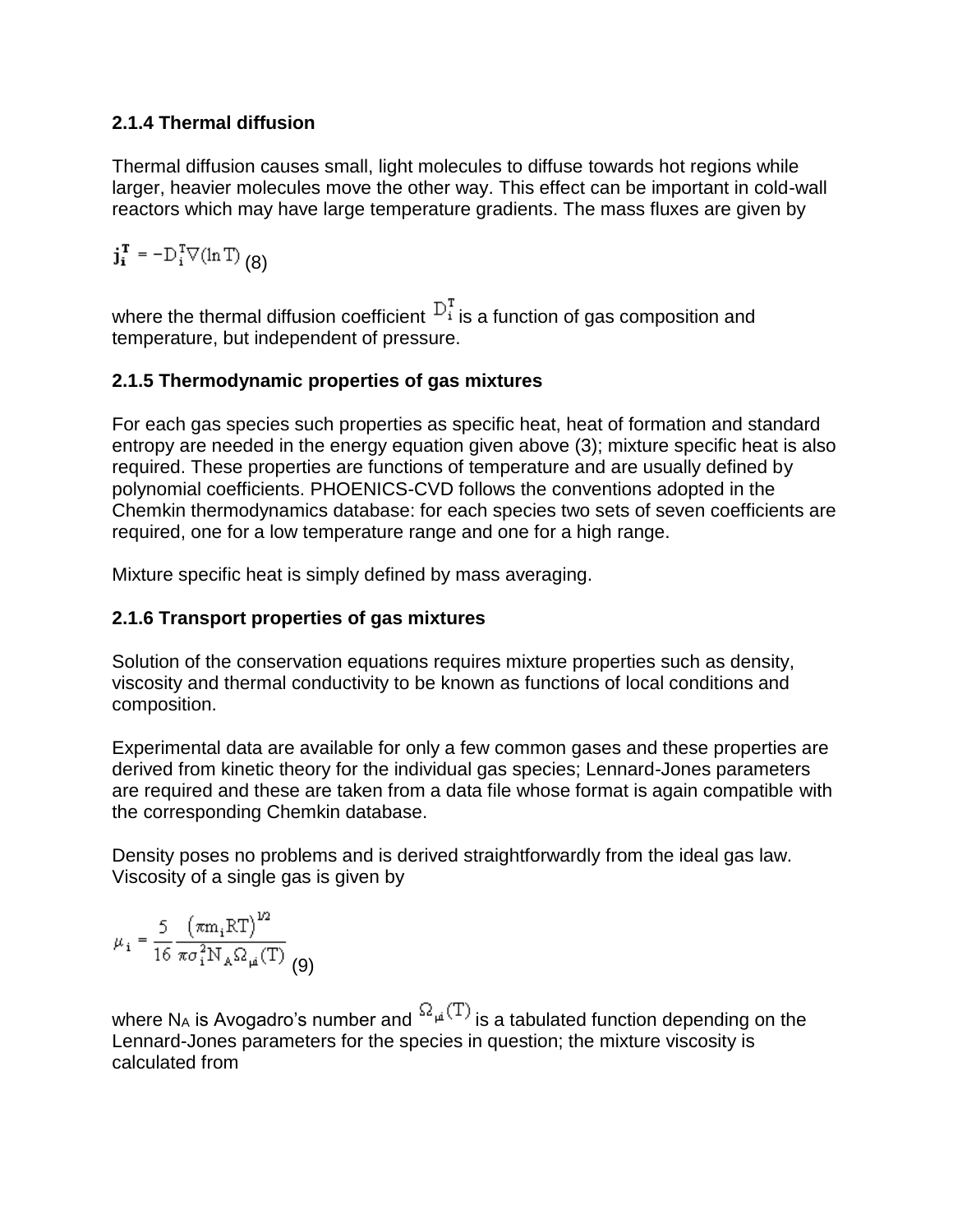### 2.1.4 Thermal diffusion

Thermal diffusion causes small, light molecules to diffuse towards hot regions while larger, heavier molecules move the other way. This effect can be important in cold-wall reactors which may have large temperature gradients. The mass fluxes are given by

$$\mathbf{j}_i^{\mathbf{T}} = -D_i^T \nabla(\ln T) \quad (8)$$

where the thermal diffusion coefficient $D_i^T$ is a function of gas composition and temperature, but independent of pressure.

### 2.1.5 Thermodynamic properties of gas mixtures

For each gas species such properties as specific heat, heat of formation and standard entropy are needed in the energy equation given above (3); mixture specific heat is also required. These properties are functions of temperature and are usually defined by polynomial coefficients. PHOENICS-CVD follows the conventions adopted in the Chemkin thermodynamics database: for each species two sets of seven coefficients are required, one for a low temperature range and one for a high range.

Mixture specific heat is simply defined by mass averaging.

### 2.1.6 Transport properties of gas mixtures

Solution of the conservation equations requires mixture properties such as density, viscosity and thermal conductivity to be known as functions of local conditions and composition.

Experimental data are available for only a few common gases and these properties are derived from kinetic theory for the individual gas species; Lennard-Jones parameters are required and these are taken from a data file whose format is again compatible with the corresponding Chemkin database.

Density poses no problems and is derived straightforwardly from the ideal gas law. Viscosity of a single gas is given by

$$\mu_i = \frac{5}{16} \frac{\left(\pi m_i R T\right)^{1/2}}{\pi \sigma_i^2 N_A \Omega_{\mu i}(T)} \quad (9)$$

where $N_A$ is Avogadro's number and $\Omega_{\mu i}(T)$ is a tabulated function depending on the Lennard-Jones parameters for the species in question; the mixture viscosity is calculated from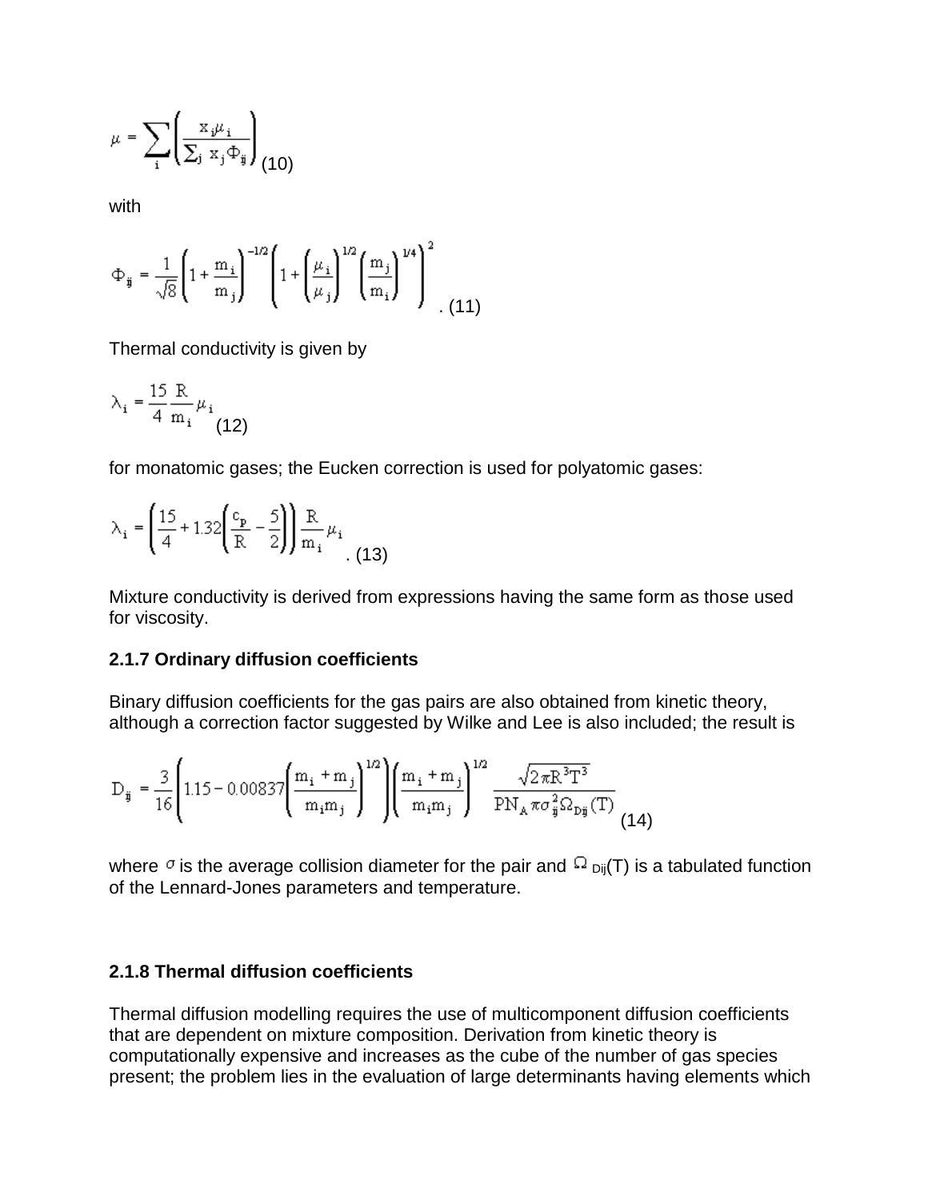$$\mu = \sum_i \left( \frac{x_i \mu_i}{\sum_j x_j \Phi_{ij}} \right) \quad (10)$$

with

$$\Phi_{ij} = \frac{1}{\sqrt{8}} \left( 1 + \frac{m_i}{m_j} \right)^{-1/2} \left( 1 + \left( \frac{\mu_i}{\mu_j} \right)^{1/2} \left( \frac{m_j}{m_i} \right)^{1/4} \right)^2 . \quad (11)$$

Thermal conductivity is given by

$$\lambda_i = \frac{15}{4} \frac{R}{m_i} \mu_i \quad (12)$$

for monatomic gases; the Eucken correction is used for polyatomic gases:

$$\lambda_i = \left( \frac{15}{4} + 1.32 \left( \frac{c_p}{R} - \frac{5}{2} \right) \right) \frac{R}{m_i} \mu_i . \quad (13)$$

Mixture conductivity is derived from expressions having the same form as those used for viscosity.

### 2.1.7 Ordinary diffusion coefficients

Binary diffusion coefficients for the gas pairs are also obtained from kinetic theory, although a correction factor suggested by Wilke and Lee is also included; the result is

$$D_{ij} = \frac{3}{16} \left( 1.15 - 0.00837 \left( \frac{m_i + m_j}{m_i m_j} \right)^{1/2} \right) \left( \frac{m_i + m_j}{m_i m_j} \right)^{1/2} \frac{\sqrt{2 \pi R^3 T^3}}{P N_A \pi \sigma_{ij}^2 \Omega_{Dij}(T)} \quad (14)$$

where $\sigma$ is the average collision diameter for the pair and $\Omega_{Dij}(T)$ is a tabulated function of the Lennard-Jones parameters and temperature.

### 2.1.8 Thermal diffusion coefficients

Thermal diffusion modelling requires the use of multicomponent diffusion coefficients that are dependent on mixture composition. Derivation from kinetic theory is computationally expensive and increases as the cube of the number of gas species present; the problem lies in the evaluation of large determinants having elements which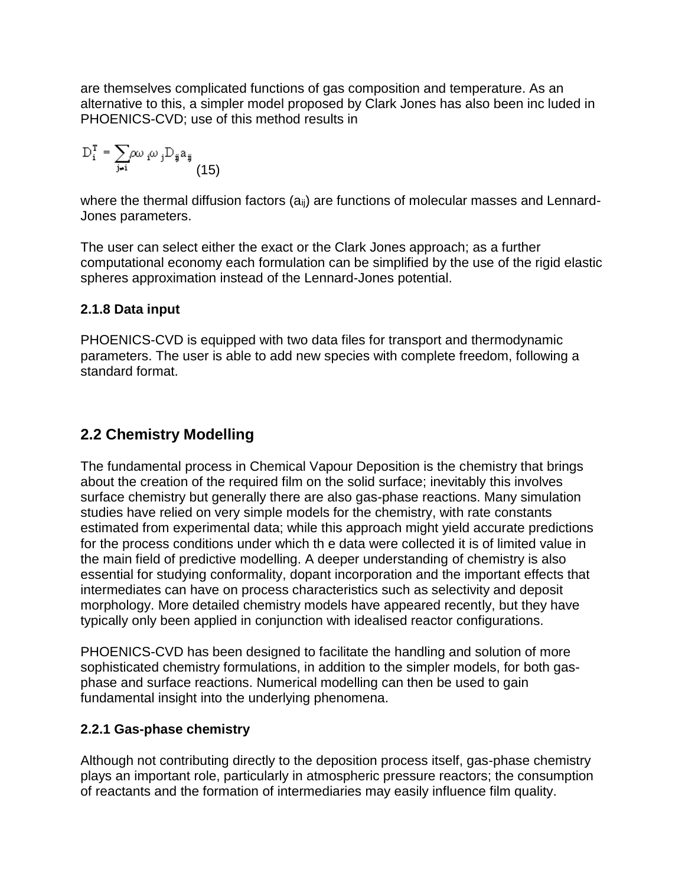are themselves complicated functions of gas composition and temperature. As an alternative to this, a simpler model proposed by Clark Jones has also been inc luded in PHOENICS-CVD; use of this method results in

$$D_i^T = \sum_{j \neq i} \rho \omega_i \omega_j D_{ij} a_{ij} \quad (15)$$

where the thermal diffusion factors ($a_{ij}$) are functions of molecular masses and Lennard-Jones parameters.

The user can select either the exact or the Clark Jones approach; as a further computational economy each formulation can be simplified by the use of the rigid elastic spheres approximation instead of the Lennard-Jones potential.

### 2.1.8 Data input

PHOENICS-CVD is equipped with two data files for transport and thermodynamic parameters. The user is able to add new species with complete freedom, following a standard format.

## 2.2 Chemistry Modelling

The fundamental process in Chemical Vapour Deposition is the chemistry that brings about the creation of the required film on the solid surface; inevitably this involves surface chemistry but generally there are also gas-phase reactions. Many simulation studies have relied on very simple models for the chemistry, with rate constants estimated from experimental data; while this approach might yield accurate predictions for the process conditions under which th e data were collected it is of limited value in the main field of predictive modelling. A deeper understanding of chemistry is also essential for studying conformality, dopant incorporation and the important effects that intermediates can have on process characteristics such as selectivity and deposit morphology. More detailed chemistry models have appeared recently, but they have typically only been applied in conjunction with idealised reactor configurations.

PHOENICS-CVD has been designed to facilitate the handling and solution of more sophisticated chemistry formulations, in addition to the simpler models, for both gas-phase and surface reactions. Numerical modelling can then be used to gain fundamental insight into the underlying phenomena.

### 2.2.1 Gas-phase chemistry

Although not contributing directly to the deposition process itself, gas-phase chemistry plays an important role, particularly in atmospheric pressure reactors; the consumption of reactants and the formation of intermediaries may easily influence film quality.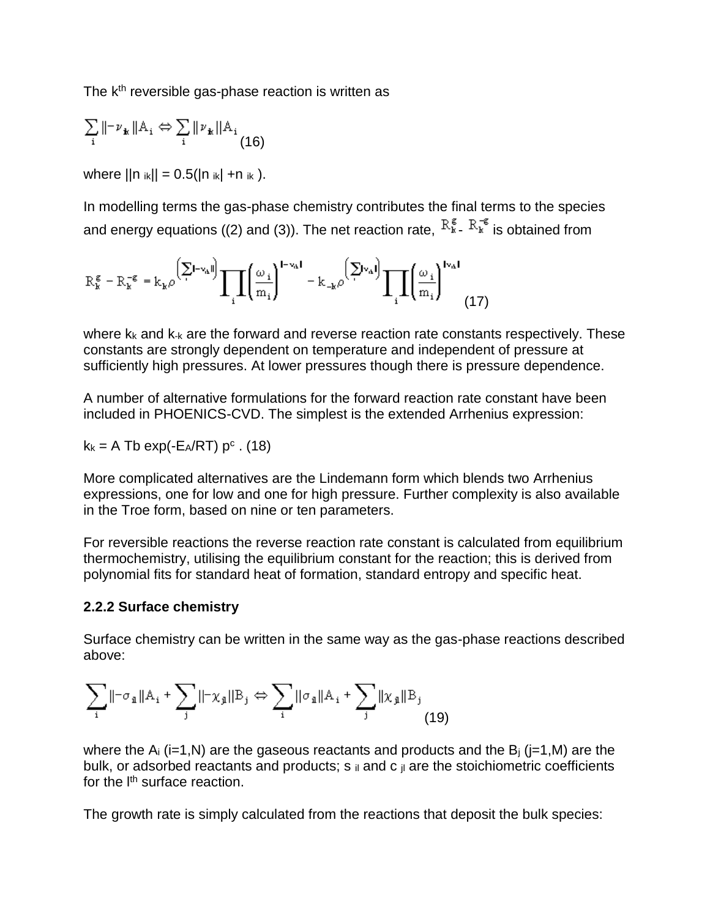The $k^{th}$ reversible gas-phase reaction is written as

$$\sum_i \|-\nu_{ik}\| A_i \Leftrightarrow \sum_i \|\nu_{ik}\| A_i \quad (16)$$

where $\|n_{ik}\| = 0.5(|n_{ik}| + n_{ik})$.

In modelling terms the gas-phase chemistry contributes the final terms to the species and energy equations ((2) and (3)). The net reaction rate, $R_k^{\xi} - R_k^{-\xi}$ is obtained from

$$R_k^{\xi} - R_k^{-\xi} = k_k \rho^{\left(\sum_i \|-\nu_{ik}\|\right)} \prod_i \left(\frac{\omega_i}{m_i}\right)^{\|-\nu_{ik}\|} - k_{-k} \rho^{\left(\sum_i \|\nu_{ik}\|\right)} \prod_i \left(\frac{\omega_i}{m_i}\right)^{\|\nu_{ik}\|} \quad (17)$$

where $k_k$ and $k_{-k}$ are the forward and reverse reaction rate constants respectively. These constants are strongly dependent on temperature and independent of pressure at sufficiently high pressures. At lower pressures though there is pressure dependence.

A number of alternative formulations for the forward reaction rate constant have been included in PHOENICS-CVD. The simplest is the extended Arrhenius expression:

$k_k = A \, Tb \exp(-E_A/RT) \, p^c$ . (18)

More complicated alternatives are the Lindemann form which blends two Arrhenius expressions, one for low and one for high pressure. Further complexity is also available in the Troe form, based on nine or ten parameters.

For reversible reactions the reverse reaction rate constant is calculated from equilibrium thermochemistry, utilising the equilibrium constant for the reaction; this is derived from polynomial fits for standard heat of formation, standard entropy and specific heat.

### 2.2.2 Surface chemistry

Surface chemistry can be written in the same way as the gas-phase reactions described above:

$$\sum_i \|-\sigma_{il}\| A_i + \sum_j \|-\chi_{jl}\| B_j \Leftrightarrow \sum_i \|\sigma_{il}\| A_i + \sum_j \|\chi_{jl}\| B_j \quad (19)$$

where the $A_i$ (i=1,N) are the gaseous reactants and products and the $B_j$ (j=1,M) are the bulk, or adsorbed reactants and products; $s_{il}$ and $c_{jl}$ are the stoichiometric coefficients for the $l^{th}$ surface reaction.

The growth rate is simply calculated from the reactions that deposit the bulk species: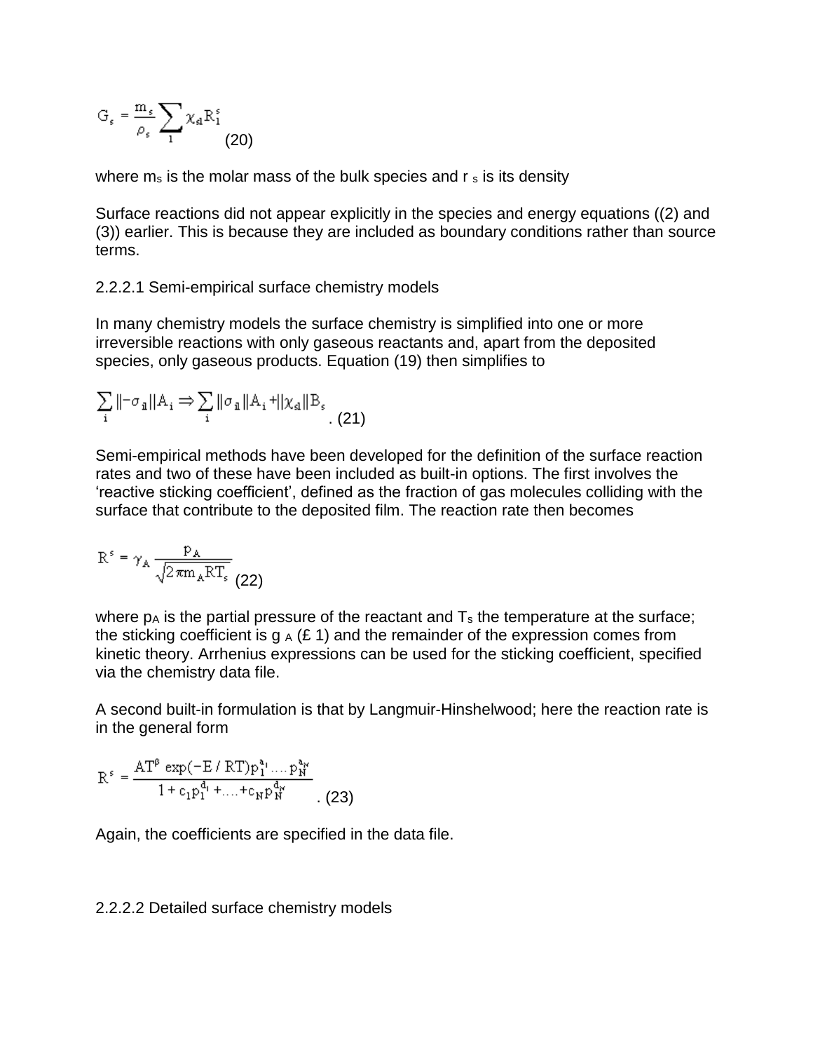$$G_s = \frac{m_s}{\rho_s} \sum_l \chi_{sl} R_l^s \quad (20)$$

where $m_s$ is the molar mass of the bulk species and $\rho_s$ is its density

Surface reactions did not appear explicitly in the species and energy equations ((2) and (3)) earlier. This is because they are included as boundary conditions rather than source terms.

2.2.2.1 Semi-empirical surface chemistry models

In many chemistry models the surface chemistry is simplified into one or more irreversible reactions with only gaseous reactants and, apart from the deposited species, only gaseous products. Equation (19) then simplifies to

$$\sum_i \|-\sigma_{il}\| A_i \Rightarrow \sum_i \|\sigma_{il}\| A_i + \|\chi_{sl}\| B_s \quad . (21)$$

Semi-empirical methods have been developed for the definition of the surface reaction rates and two of these have been included as built-in options. The first involves the 'reactive sticking coefficient', defined as the fraction of gas molecules colliding with the surface that contribute to the deposited film. The reaction rate then becomes

$$R^s = \gamma_A \frac{p_A}{\sqrt{2\pi m_A R T_s}} \quad (22)$$

where $p_A$ is the partial pressure of the reactant and $T_s$ the temperature at the surface; the sticking coefficient is $\gamma_A$ ($\leq 1$) and the remainder of the expression comes from kinetic theory. Arrhenius expressions can be used for the sticking coefficient, specified via the chemistry data file.

A second built-in formulation is that by Langmuir-Hinshelwood; here the reaction rate is in the general form

$$R^s = \frac{AT^\beta \exp(-E/RT) p_1^{a_1} \ldots p_N^{a_N}}{1 + c_1 p_1^{d_1} + \ldots + c_N p_N^{d_N}} \quad . (23)$$

Again, the coefficients are specified in the data file.

2.2.2.2 Detailed surface chemistry models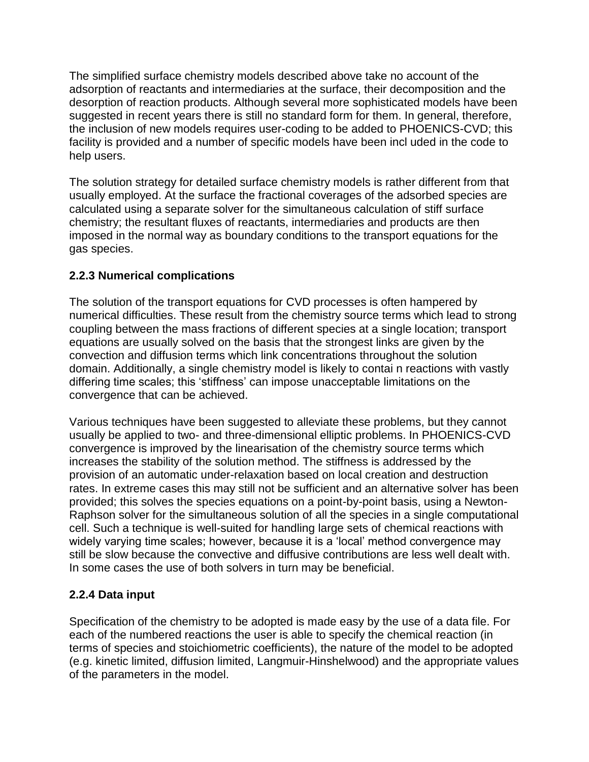The simplified surface chemistry models described above take no account of the adsorption of reactants and intermediaries at the surface, their decomposition and the desorption of reaction products. Although several more sophisticated models have been suggested in recent years there is still no standard form for them. In general, therefore, the inclusion of new models requires user-coding to be added to PHOENICS-CVD; this facility is provided and a number of specific models have been incl uded in the code to help users.

The solution strategy for detailed surface chemistry models is rather different from that usually employed. At the surface the fractional coverages of the adsorbed species are calculated using a separate solver for the simultaneous calculation of stiff surface chemistry; the resultant fluxes of reactants, intermediaries and products are then imposed in the normal way as boundary conditions to the transport equations for the gas species.

### 2.2.3 Numerical complications

The solution of the transport equations for CVD processes is often hampered by numerical difficulties. These result from the chemistry source terms which lead to strong coupling between the mass fractions of different species at a single location; transport equations are usually solved on the basis that the strongest links are given by the convection and diffusion terms which link concentrations throughout the solution domain. Additionally, a single chemistry model is likely to contai n reactions with vastly differing time scales; this 'stiffness' can impose unacceptable limitations on the convergence that can be achieved.

Various techniques have been suggested to alleviate these problems, but they cannot usually be applied to two- and three-dimensional elliptic problems. In PHOENICS-CVD convergence is improved by the linearisation of the chemistry source terms which increases the stability of the solution method. The stiffness is addressed by the provision of an automatic under-relaxation based on local creation and destruction rates. In extreme cases this may still not be sufficient and an alternative solver has been provided; this solves the species equations on a point-by-point basis, using a Newton-Raphson solver for the simultaneous solution of all the species in a single computational cell. Such a technique is well-suited for handling large sets of chemical reactions with widely varying time scales; however, because it is a 'local' method convergence may still be slow because the convective and diffusive contributions are less well dealt with. In some cases the use of both solvers in turn may be beneficial.

### 2.2.4 Data input

Specification of the chemistry to be adopted is made easy by the use of a data file. For each of the numbered reactions the user is able to specify the chemical reaction (in terms of species and stoichiometric coefficients), the nature of the model to be adopted (e.g. kinetic limited, diffusion limited, Langmuir-Hinshelwood) and the appropriate values of the parameters in the model.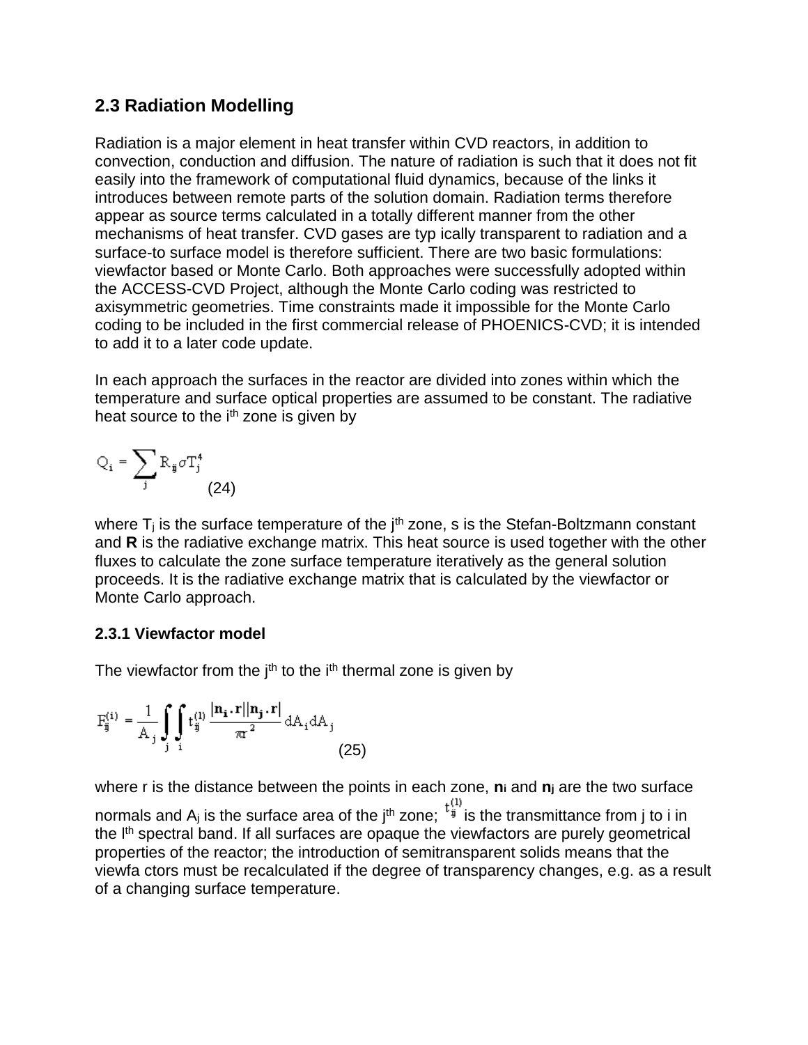## 2.3 Radiation Modelling

Radiation is a major element in heat transfer within CVD reactors, in addition to convection, conduction and diffusion. The nature of radiation is such that it does not fit easily into the framework of computational fluid dynamics, because of the links it introduces between remote parts of the solution domain. Radiation terms therefore appear as source terms calculated in a totally different manner from the other mechanisms of heat transfer. CVD gases are typ ically transparent to radiation and a surface-to surface model is therefore sufficient. There are two basic formulations: viewfactor based or Monte Carlo. Both approaches were successfully adopted within the ACCESS-CVD Project, although the Monte Carlo coding was restricted to axisymmetric geometries. Time constraints made it impossible for the Monte Carlo coding to be included in the first commercial release of PHOENICS-CVD; it is intended to add it to a later code update.

In each approach the surfaces in the reactor are divided into zones within which the temperature and surface optical properties are assumed to be constant. The radiative heat source to the $i^{th}$ zone is given by

$$Q_i = \sum_j R_{ij} \sigma T_j^4 \qquad (24)$$

where $T_j$ is the surface temperature of the $j^{th}$ zone, s is the Stefan-Boltzmann constant and **R** is the radiative exchange matrix. This heat source is used together with the other fluxes to calculate the zone surface temperature iteratively as the general solution proceeds. It is the radiative exchange matrix that is calculated by the viewfactor or Monte Carlo approach.

### 2.3.1 Viewfactor model

The viewfactor from the $j^{th}$ to the $i^{th}$ thermal zone is given by

$$F_{ij}^{(l)} = \frac{1}{A_j} \int_j \int_i t_{ij}^{(l)} \frac{|\mathbf{n_i} \cdot \mathbf{r}||\mathbf{n_j} \cdot \mathbf{r}|}{\pi r^2} dA_i dA_j \qquad (25)$$

where r is the distance between the points in each zone, $\mathbf{n_i}$ and $\mathbf{n_j}$ are the two surface normals and $A_j$ is the surface area of the $j^{th}$ zone; $t_{ij}^{(l)}$ is the transmittance from j to i in the $l^{th}$ spectral band. If all surfaces are opaque the viewfactors are purely geometrical properties of the reactor; the introduction of semitransparent solids means that the viewfa ctors must be recalculated if the degree of transparency changes, e.g. as a result of a changing surface temperature.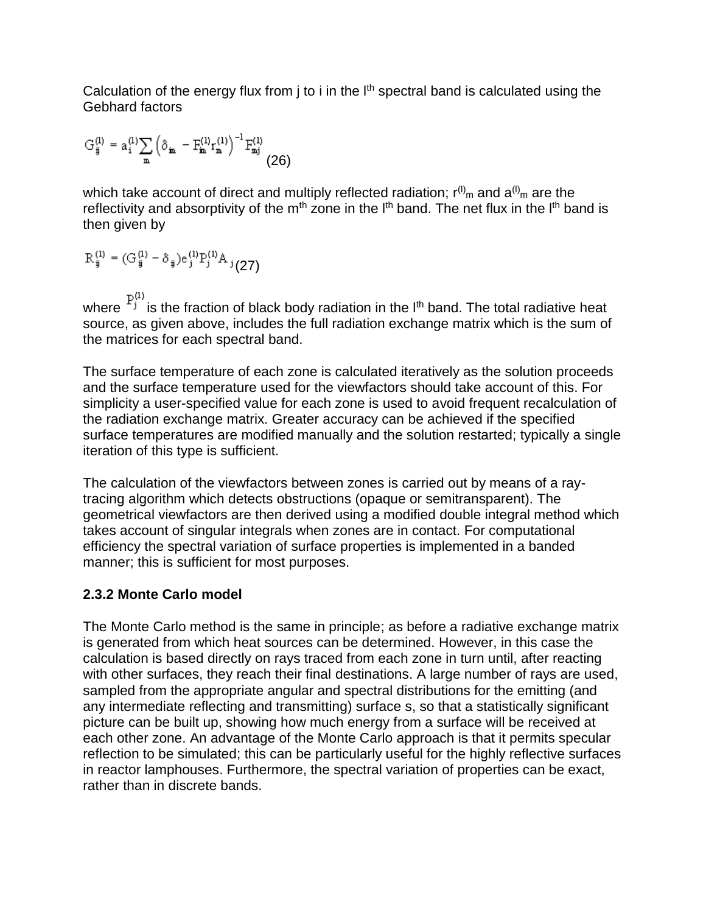Calculation of the energy flux from j to i in the $l^{th}$ spectral band is calculated using the Gebhard factors

$$G_{ij}^{(l)} = a_i^{(l)} \sum_m \left( \delta_{im} - F_{im}^{(l)} r_m^{(l)} \right)^{-1} F_{mj}^{(l)} \quad (26)$$

which take account of direct and multiply reflected radiation; $r^{(l)}_m$ and $a^{(l)}_m$ are the reflectivity and absorptivity of the $m^{th}$ zone in the $l^{th}$ band. The net flux in the $l^{th}$ band is then given by

$$R_{ij}^{(l)} = (G_{ij}^{(l)} - \delta_{ij}) e_j^{(l)} P_j^{(l)} A_j \quad (27)$$

where $P_j^{(l)}$ is the fraction of black body radiation in the $l^{th}$ band. The total radiative heat source, as given above, includes the full radiation exchange matrix which is the sum of the matrices for each spectral band.

The surface temperature of each zone is calculated iteratively as the solution proceeds and the surface temperature used for the viewfactors should take account of this. For simplicity a user-specified value for each zone is used to avoid frequent recalculation of the radiation exchange matrix. Greater accuracy can be achieved if the specified surface temperatures are modified manually and the solution restarted; typically a single iteration of this type is sufficient.

The calculation of the viewfactors between zones is carried out by means of a ray-tracing algorithm which detects obstructions (opaque or semitransparent). The geometrical viewfactors are then derived using a modified double integral method which takes account of singular integrals when zones are in contact. For computational efficiency the spectral variation of surface properties is implemented in a banded manner; this is sufficient for most purposes.

**2.3.2 Monte Carlo model**

The Monte Carlo method is the same in principle; as before a radiative exchange matrix is generated from which heat sources can be determined. However, in this case the calculation is based directly on rays traced from each zone in turn until, after reacting with other surfaces, they reach their final destinations. A large number of rays are used, sampled from the appropriate angular and spectral distributions for the emitting (and any intermediate reflecting and transmitting) surface s, so that a statistically significant picture can be built up, showing how much energy from a surface will be received at each other zone. An advantage of the Monte Carlo approach is that it permits specular reflection to be simulated; this can be particularly useful for the highly reflective surfaces in reactor lamphouses. Furthermore, the spectral variation of properties can be exact, rather than in discrete bands.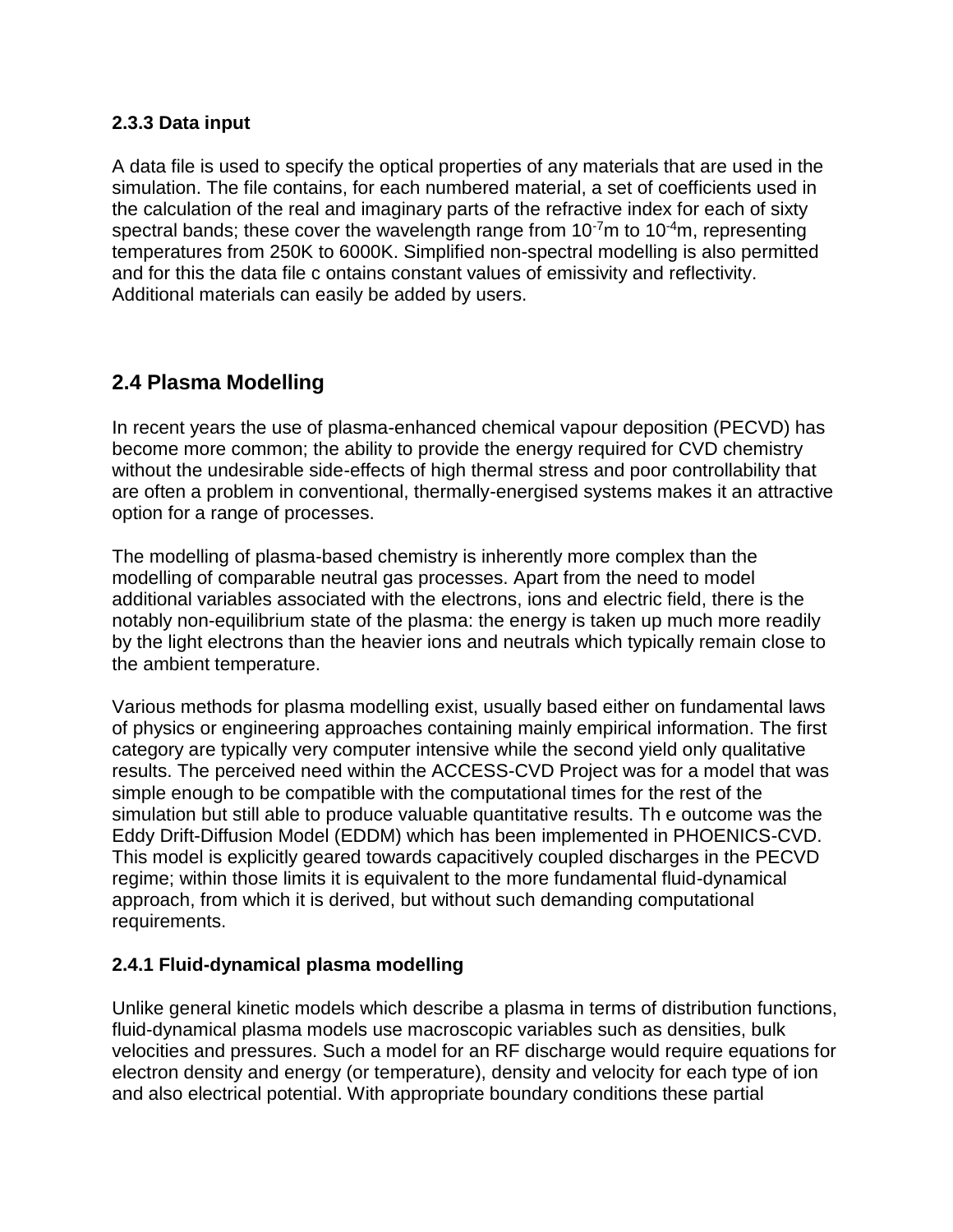### 2.3.3 Data input

A data file is used to specify the optical properties of any materials that are used in the simulation. The file contains, for each numbered material, a set of coefficients used in the calculation of the real and imaginary parts of the refractive index for each of sixty spectral bands; these cover the wavelength range from $10^{-7}$m to $10^{-4}$m, representing temperatures from 250K to 6000K. Simplified non-spectral modelling is also permitted and for this the data file c ontains constant values of emissivity and reflectivity. Additional materials can easily be added by users.

## 2.4 Plasma Modelling

In recent years the use of plasma-enhanced chemical vapour deposition (PECVD) has become more common; the ability to provide the energy required for CVD chemistry without the undesirable side-effects of high thermal stress and poor controllability that are often a problem in conventional, thermally-energised systems makes it an attractive option for a range of processes.

The modelling of plasma-based chemistry is inherently more complex than the modelling of comparable neutral gas processes. Apart from the need to model additional variables associated with the electrons, ions and electric field, there is the notably non-equilibrium state of the plasma: the energy is taken up much more readily by the light electrons than the heavier ions and neutrals which typically remain close to the ambient temperature.

Various methods for plasma modelling exist, usually based either on fundamental laws of physics or engineering approaches containing mainly empirical information. The first category are typically very computer intensive while the second yield only qualitative results. The perceived need within the ACCESS-CVD Project was for a model that was simple enough to be compatible with the computational times for the rest of the simulation but still able to produce valuable quantitative results. Th e outcome was the Eddy Drift-Diffusion Model (EDDM) which has been implemented in PHOENICS-CVD. This model is explicitly geared towards capacitively coupled discharges in the PECVD regime; within those limits it is equivalent to the more fundamental fluid-dynamical approach, from which it is derived, but without such demanding computational requirements.

### 2.4.1 Fluid-dynamical plasma modelling

Unlike general kinetic models which describe a plasma in terms of distribution functions, fluid-dynamical plasma models use macroscopic variables such as densities, bulk velocities and pressures. Such a model for an RF discharge would require equations for electron density and energy (or temperature), density and velocity for each type of ion and also electrical potential. With appropriate boundary conditions these partial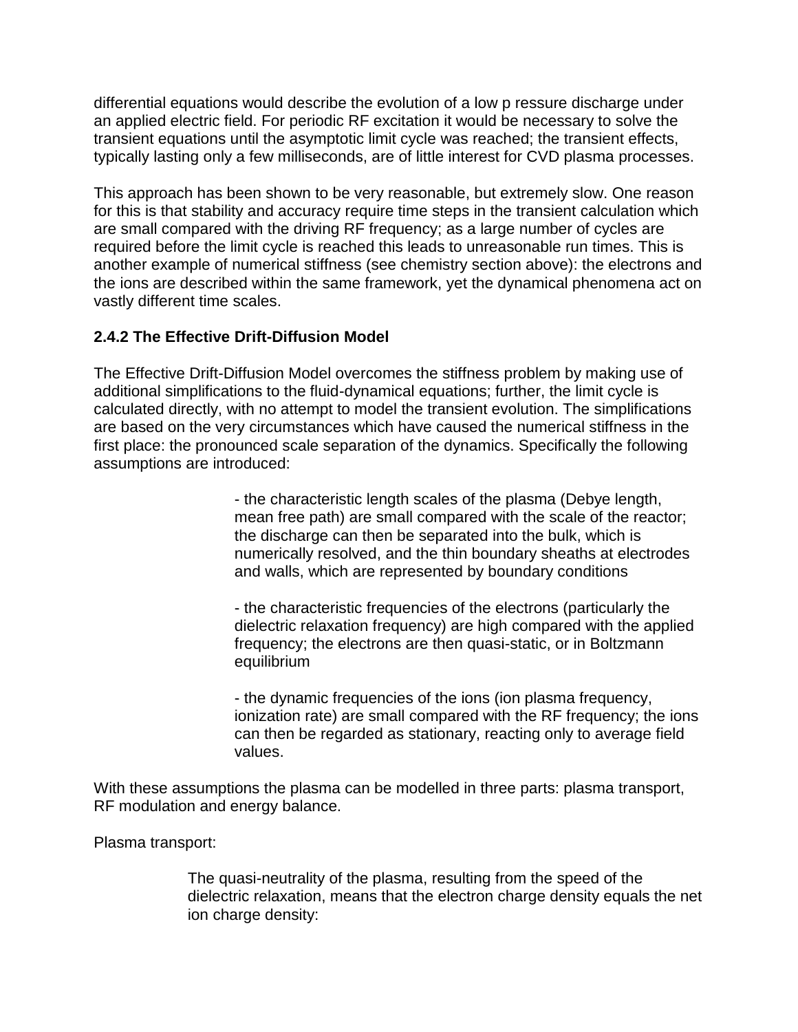differential equations would describe the evolution of a low p ressure discharge under an applied electric field. For periodic RF excitation it would be necessary to solve the transient equations until the asymptotic limit cycle was reached; the transient effects, typically lasting only a few milliseconds, are of little interest for CVD plasma processes.

This approach has been shown to be very reasonable, but extremely slow. One reason for this is that stability and accuracy require time steps in the transient calculation which are small compared with the driving RF frequency; as a large number of cycles are required before the limit cycle is reached this leads to unreasonable run times. This is another example of numerical stiffness (see chemistry section above): the electrons and the ions are described within the same framework, yet the dynamical phenomena act on vastly different time scales.

### 2.4.2 The Effective Drift-Diffusion Model

The Effective Drift-Diffusion Model overcomes the stiffness problem by making use of additional simplifications to the fluid-dynamical equations; further, the limit cycle is calculated directly, with no attempt to model the transient evolution. The simplifications are based on the very circumstances which have caused the numerical stiffness in the first place: the pronounced scale separation of the dynamics. Specifically the following assumptions are introduced:

- the characteristic length scales of the plasma (Debye length, mean free path) are small compared with the scale of the reactor; the discharge can then be separated into the bulk, which is numerically resolved, and the thin boundary sheaths at electrodes and walls, which are represented by boundary conditions

- the characteristic frequencies of the electrons (particularly the dielectric relaxation frequency) are high compared with the applied frequency; the electrons are then quasi-static, or in Boltzmann equilibrium

- the dynamic frequencies of the ions (ion plasma frequency, ionization rate) are small compared with the RF frequency; the ions can then be regarded as stationary, reacting only to average field values.

With these assumptions the plasma can be modelled in three parts: plasma transport, RF modulation and energy balance.

Plasma transport:

The quasi-neutrality of the plasma, resulting from the speed of the dielectric relaxation, means that the electron charge density equals the net ion charge density: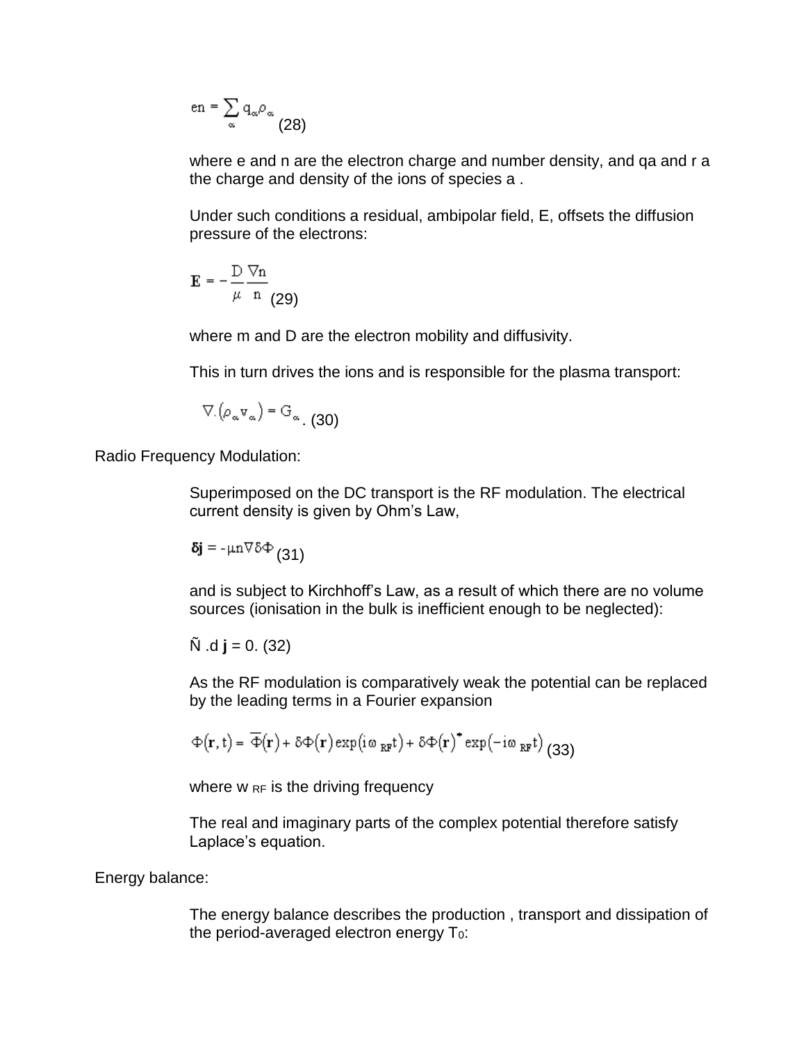$$en = \sum_{\alpha} q_{\alpha}\rho_{\alpha} \quad (28)$$

where e and n are the electron charge and number density, and qa and r a the charge and density of the ions of species a .

Under such conditions a residual, ambipolar field, E, offsets the diffusion pressure of the electrons:

$$\mathbf{E} = -\frac{D}{\mu}\frac{\nabla n}{n} \quad (29)$$

where m and D are the electron mobility and diffusivity.

This in turn drives the ions and is responsible for the plasma transport:

$$\nabla.\left(\rho_{\alpha}v_{\alpha}\right) = G_{\alpha}. \quad (30)$$

Radio Frequency Modulation:

Superimposed on the DC transport is the RF modulation. The electrical current density is given by Ohm's Law,

$$\boldsymbol{\delta}\mathbf{j} = -\mu n \nabla \delta\Phi \quad (31)$$

and is subject to Kirchhoff's Law, as a result of which there are no volume sources (ionisation in the bulk is inefficient enough to be neglected):

Ñ .d **j** = 0. (32)

As the RF modulation is comparatively weak the potential can be replaced by the leading terms in a Fourier expansion

$$\Phi(\mathbf{r},t) = \overline{\Phi}(\mathbf{r}) + \delta\Phi(\mathbf{r})\exp\left(i\omega_{RF}t\right) + \delta\Phi(\mathbf{r})^{*}\exp\left(-i\omega_{RF}t\right) \quad (33)$$

where w $_{RF}$ is the driving frequency

The real and imaginary parts of the complex potential therefore satisfy Laplace's equation.

Energy balance:

The energy balance describes the production , transport and dissipation of the period-averaged electron energy $T_0$: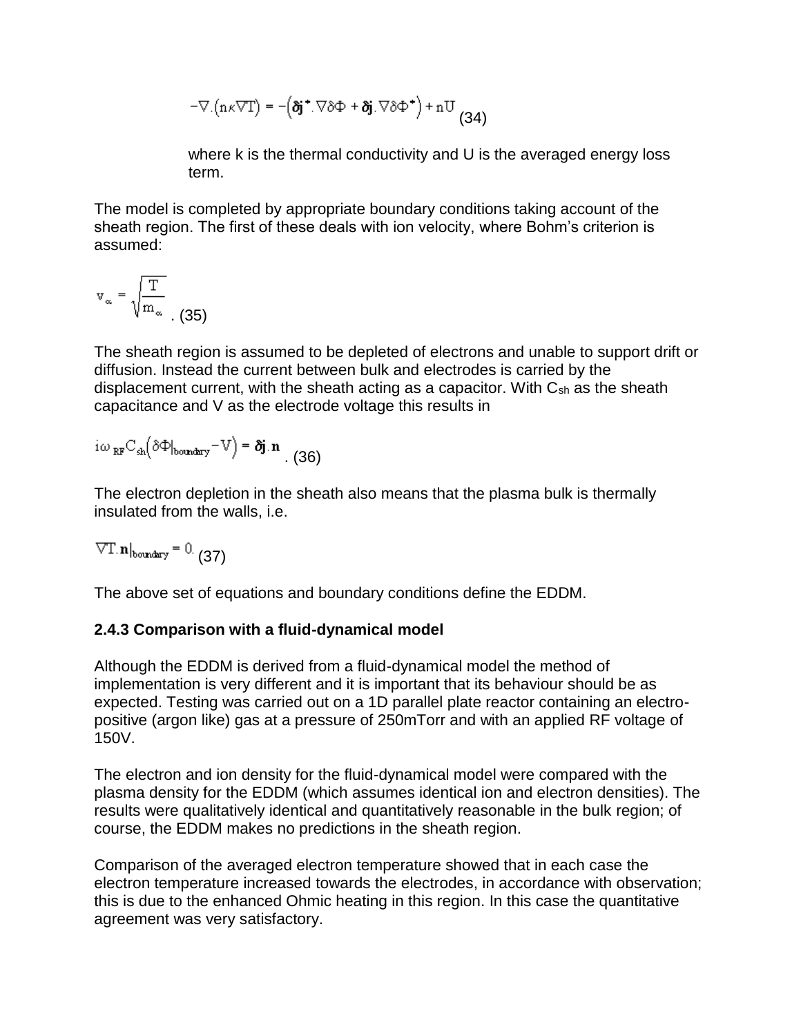$$-\nabla.\left(\mathrm{n}\kappa\nabla\mathrm{T}\right) = -\left(\boldsymbol{\delta}\mathbf{j}^{*}.\nabla\delta\Phi + \boldsymbol{\delta}\mathbf{j}.\nabla\delta\Phi^{*}\right) + \mathrm{n}\mathrm{U} \quad (34)$$

where k is the thermal conductivity and U is the averaged energy loss term.

The model is completed by appropriate boundary conditions taking account of the sheath region. The first of these deals with ion velocity, where Bohm's criterion is assumed:

$$\mathrm{v}_{\alpha} = \sqrt{\frac{\mathrm{T}}{\mathrm{m}_{\alpha}}} \quad . (35)$$

The sheath region is assumed to be depleted of electrons and unable to support drift or diffusion. Instead the current between bulk and electrodes is carried by the displacement current, with the sheath acting as a capacitor. With $C_{sh}$ as the sheath capacitance and V as the electrode voltage this results in

$$i\omega_{\mathrm{RF}}\mathrm{C}_{\mathrm{sh}}\left(\delta\Phi|_{\mathrm{boundary}} - \mathrm{V}\right) = \boldsymbol{\delta}\mathbf{j}.\mathbf{n} \quad . (36)$$

The electron depletion in the sheath also means that the plasma bulk is thermally insulated from the walls, i.e.

$$\nabla\mathrm{T}.\mathbf{n}|_{\mathrm{boundary}} = 0 \quad (37)$$

The above set of equations and boundary conditions define the EDDM.

### 2.4.3 Comparison with a fluid-dynamical model

Although the EDDM is derived from a fluid-dynamical model the method of implementation is very different and it is important that its behaviour should be as expected. Testing was carried out on a 1D parallel plate reactor containing an electro-positive (argon like) gas at a pressure of 250mTorr and with an applied RF voltage of 150V.

The electron and ion density for the fluid-dynamical model were compared with the plasma density for the EDDM (which assumes identical ion and electron densities). The results were qualitatively identical and quantitatively reasonable in the bulk region; of course, the EDDM makes no predictions in the sheath region.

Comparison of the averaged electron temperature showed that in each case the electron temperature increased towards the electrodes, in accordance with observation; this is due to the enhanced Ohmic heating in this region. In this case the quantitative agreement was very satisfactory.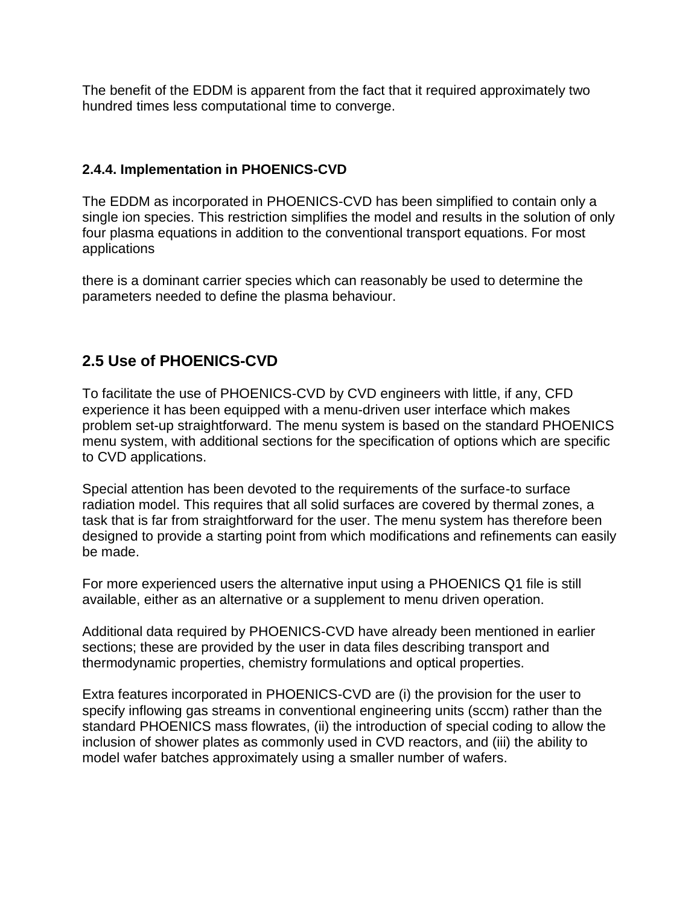The benefit of the EDDM is apparent from the fact that it required approximately two hundred times less computational time to converge.

### 2.4.4. Implementation in PHOENICS-CVD

The EDDM as incorporated in PHOENICS-CVD has been simplified to contain only a single ion species. This restriction simplifies the model and results in the solution of only four plasma equations in addition to the conventional transport equations. For most applications

there is a dominant carrier species which can reasonably be used to determine the parameters needed to define the plasma behaviour.

## 2.5 Use of PHOENICS-CVD

To facilitate the use of PHOENICS-CVD by CVD engineers with little, if any, CFD experience it has been equipped with a menu-driven user interface which makes problem set-up straightforward. The menu system is based on the standard PHOENICS menu system, with additional sections for the specification of options which are specific to CVD applications.

Special attention has been devoted to the requirements of the surface-to surface radiation model. This requires that all solid surfaces are covered by thermal zones, a task that is far from straightforward for the user. The menu system has therefore been designed to provide a starting point from which modifications and refinements can easily be made.

For more experienced users the alternative input using a PHOENICS Q1 file is still available, either as an alternative or a supplement to menu driven operation.

Additional data required by PHOENICS-CVD have already been mentioned in earlier sections; these are provided by the user in data files describing transport and thermodynamic properties, chemistry formulations and optical properties.

Extra features incorporated in PHOENICS-CVD are (i) the provision for the user to specify inflowing gas streams in conventional engineering units (sccm) rather than the standard PHOENICS mass flowrates, (ii) the introduction of special coding to allow the inclusion of shower plates as commonly used in CVD reactors, and (iii) the ability to model wafer batches approximately using a smaller number of wafers.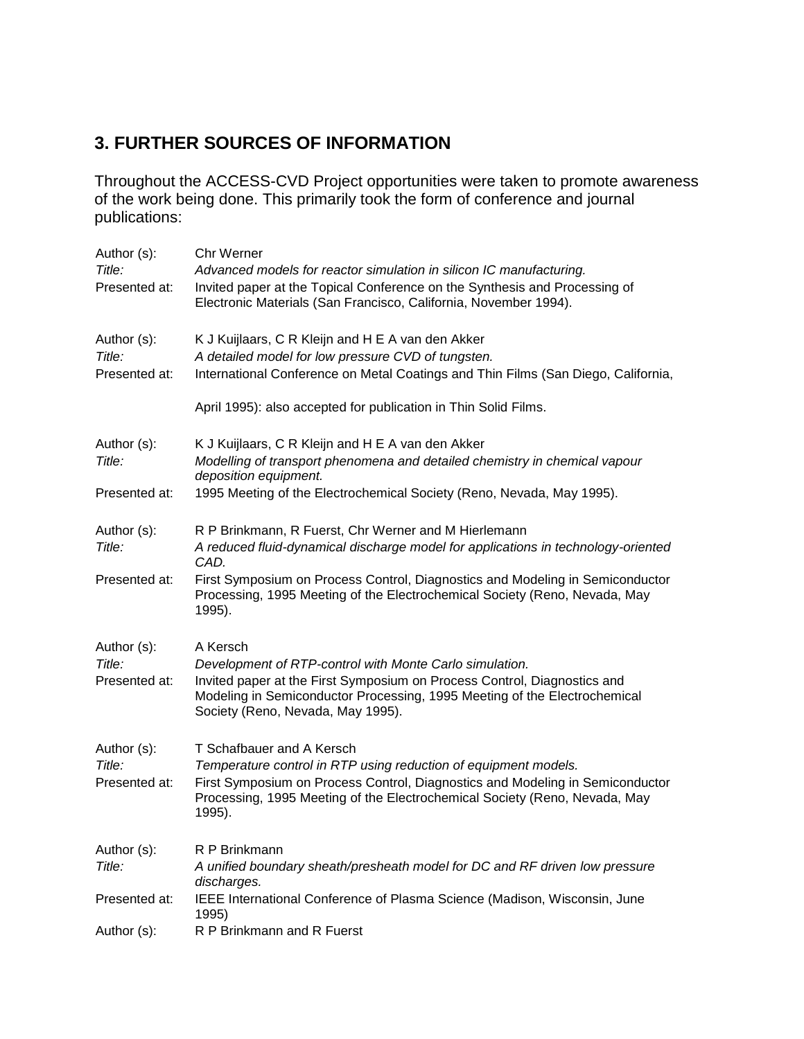## 3. FURTHER SOURCES OF INFORMATION

Throughout the ACCESS-CVD Project opportunities were taken to promote awareness of the work being done. This primarily took the form of conference and journal publications:

Author (s): Chr Werner
*Title:* *Advanced models for reactor simulation in silicon IC manufacturing.*
Presented at: Invited paper at the Topical Conference on the Synthesis and Processing of Electronic Materials (San Francisco, California, November 1994).

Author (s): K J Kuijlaars, C R Kleijn and H E A van den Akker
*Title:* *A detailed model for low pressure CVD of tungsten.*
Presented at: International Conference on Metal Coatings and Thin Films (San Diego, California, April 1995): also accepted for publication in Thin Solid Films.

Author (s): K J Kuijlaars, C R Kleijn and H E A van den Akker
*Title:* *Modelling of transport phenomena and detailed chemistry in chemical vapour deposition equipment.*
Presented at: 1995 Meeting of the Electrochemical Society (Reno, Nevada, May 1995).

Author (s): R P Brinkmann, R Fuerst, Chr Werner and M Hierlemann
*Title:* *A reduced fluid-dynamical discharge model for applications in technology-oriented CAD.*
Presented at: First Symposium on Process Control, Diagnostics and Modeling in Semiconductor Processing, 1995 Meeting of the Electrochemical Society (Reno, Nevada, May 1995).

Author (s): A Kersch
*Title:* *Development of RTP-control with Monte Carlo simulation.*
Presented at: Invited paper at the First Symposium on Process Control, Diagnostics and Modeling in Semiconductor Processing, 1995 Meeting of the Electrochemical Society (Reno, Nevada, May 1995).

Author (s): T Schafbauer and A Kersch
*Title:* *Temperature control in RTP using reduction of equipment models.*
Presented at: First Symposium on Process Control, Diagnostics and Modeling in Semiconductor Processing, 1995 Meeting of the Electrochemical Society (Reno, Nevada, May 1995).

Author (s): R P Brinkmann
*Title:* *A unified boundary sheath/presheath model for DC and RF driven low pressure discharges.*
Presented at: IEEE International Conference of Plasma Science (Madison, Wisconsin, June 1995)

Author (s): R P Brinkmann and R Fuerst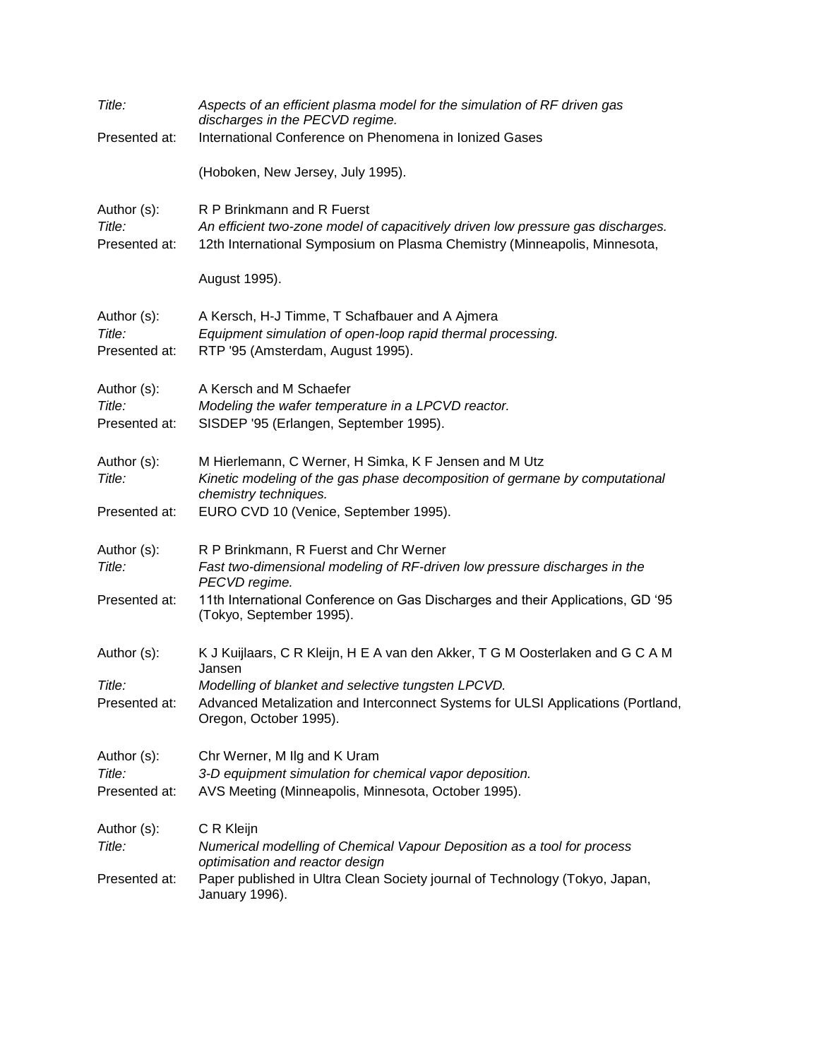*Title:* *Aspects of an efficient plasma model for the simulation of RF driven gas discharges in the PECVD regime.*
Presented at: International Conference on Phenomena in Ionized Gases

(Hoboken, New Jersey, July 1995).

Author (s): R P Brinkmann and R Fuerst
*Title:* *An efficient two-zone model of capacitively driven low pressure gas discharges.*
Presented at: 12th International Symposium on Plasma Chemistry (Minneapolis, Minnesota,

August 1995).

Author (s): A Kersch, H-J Timme, T Schafbauer and A Ajmera
*Title:* *Equipment simulation of open-loop rapid thermal processing.*
Presented at: RTP '95 (Amsterdam, August 1995).

Author (s): A Kersch and M Schaefer
*Title:* *Modeling the wafer temperature in a LPCVD reactor.*
Presented at: SISDEP '95 (Erlangen, September 1995).

Author (s): M Hierlemann, C Werner, H Simka, K F Jensen and M Utz
*Title:* *Kinetic modeling of the gas phase decomposition of germane by computational chemistry techniques.*
Presented at: EURO CVD 10 (Venice, September 1995).

Author (s): R P Brinkmann, R Fuerst and Chr Werner
*Title:* *Fast two-dimensional modeling of RF-driven low pressure discharges in the PECVD regime.*
Presented at: 11th International Conference on Gas Discharges and their Applications, GD '95 (Tokyo, September 1995).

Author (s): K J Kuijlaars, C R Kleijn, H E A van den Akker, T G M Oosterlaken and G C A M Jansen
*Title:* *Modelling of blanket and selective tungsten LPCVD.*
Presented at: Advanced Metalization and Interconnect Systems for ULSI Applications (Portland, Oregon, October 1995).

Author (s): Chr Werner, M Ilg and K Uram
*Title:* *3-D equipment simulation for chemical vapor deposition.*
Presented at: AVS Meeting (Minneapolis, Minnesota, October 1995).

Author (s): C R Kleijn
*Title:* *Numerical modelling of Chemical Vapour Deposition as a tool for process optimisation and reactor design*
Presented at: Paper published in Ultra Clean Society journal of Technology (Tokyo, Japan, January 1996).